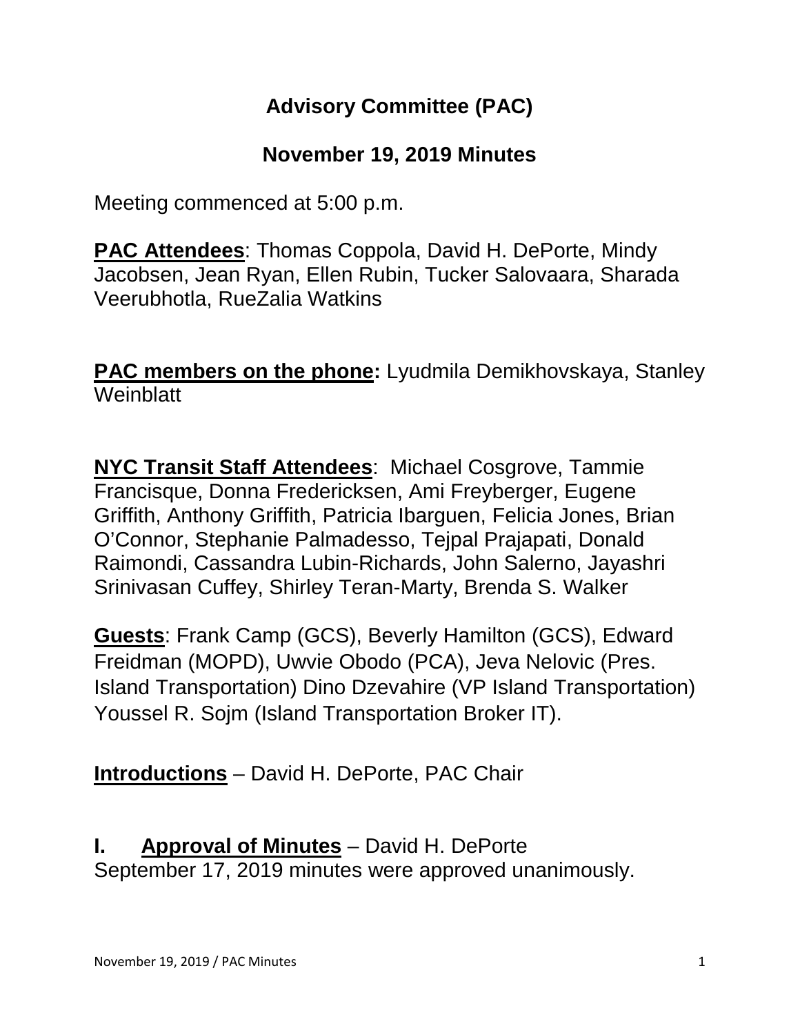# Advisory Committee (PAC)

## November 19, 2019 Minutes

Meeting commenced at 5:00 p.m.

**PAC Attendees**: Thomas Coppola, David H. DePorte, Mindy Jacobsen, Jean Ryan, Ellen Rubin, Tucker Salovaara, Sharada Veerubhotla, RueZalia Watkins

**PAC members on the phone:** Lyudmila Demikhovskaya, Stanley Weinblatt

**NYC Transit Staff Attendees**: Michael Cosgrove, Tammie Francisque, Donna Fredericksen, Ami Freyberger, Eugene Griffith, Anthony Griffith, Patricia Ibarguen, Felicia Jones, Brian O'Connor, Stephanie Palmadesso, Tejpal Prajapati, Donald Raimondi, Cassandra Lubin-Richards, John Salerno, Jayashri Srinivasan Cuffey, Shirley Teran-Marty, Brenda S. Walker

**Guests**: Frank Camp (GCS), Beverly Hamilton (GCS), Edward Freidman (MOPD), Uwvie Obodo (PCA), Jeva Nelovic (Pres. Island Transportation) Dino Dzevahire (VP Island Transportation) Youssel R. Sojm (Island Transportation Broker IT).

**Introductions** – David H. DePorte, PAC Chair

## I. Approval of Minutes – David H. DePorte

September 17, 2019 minutes were approved unanimously.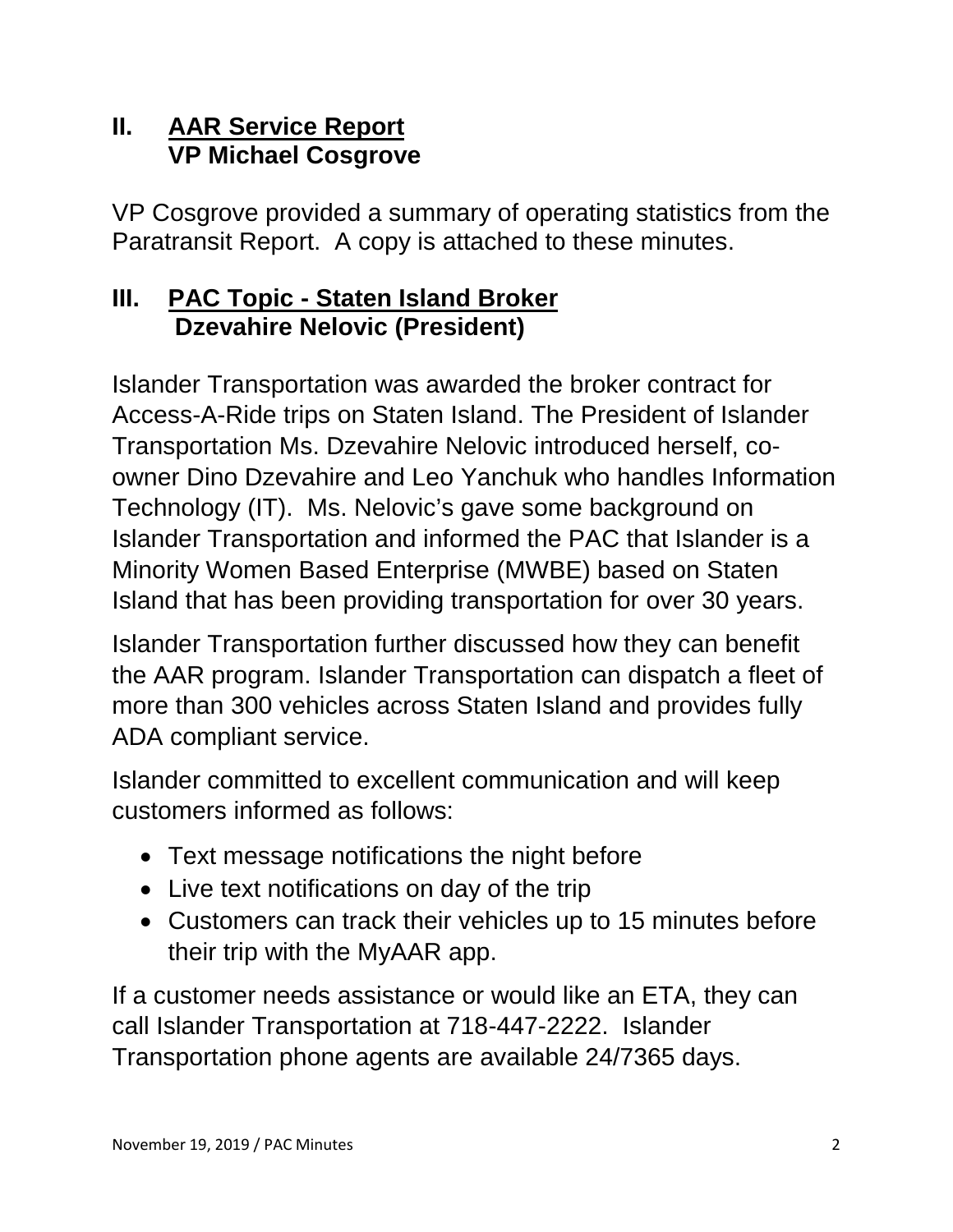## II. <u>AAR Service Report</u> VP Michael Cosgrove

VP Cosgrove provided a summary of operating statistics from the Paratransit Report. A copy is attached to these minutes.

## III. <u>PAC Topic - Staten Island Broker</u> Dzevahire Nelovic (President)

Islander Transportation was awarded the broker contract for Access-A-Ride trips on Staten Island. The President of Islander Transportation Ms. Dzevahire Nelovic introduced herself, co-owner Dino Dzevahire and Leo Yanchuk who handles Information Technology (IT). Ms. Nelovic's gave some background on Islander Transportation and informed the PAC that Islander is a Minority Women Based Enterprise (MWBE) based on Staten Island that has been providing transportation for over 30 years.

Islander Transportation further discussed how they can benefit the AAR program. Islander Transportation can dispatch a fleet of more than 300 vehicles across Staten Island and provides fully ADA compliant service.

Islander committed to excellent communication and will keep customers informed as follows:

- Text message notifications the night before
- Live text notifications on day of the trip
- Customers can track their vehicles up to 15 minutes before their trip with the MyAAR app.

If a customer needs assistance or would like an ETA, they can call Islander Transportation at 718-447-2222. Islander Transportation phone agents are available 24/7365 days.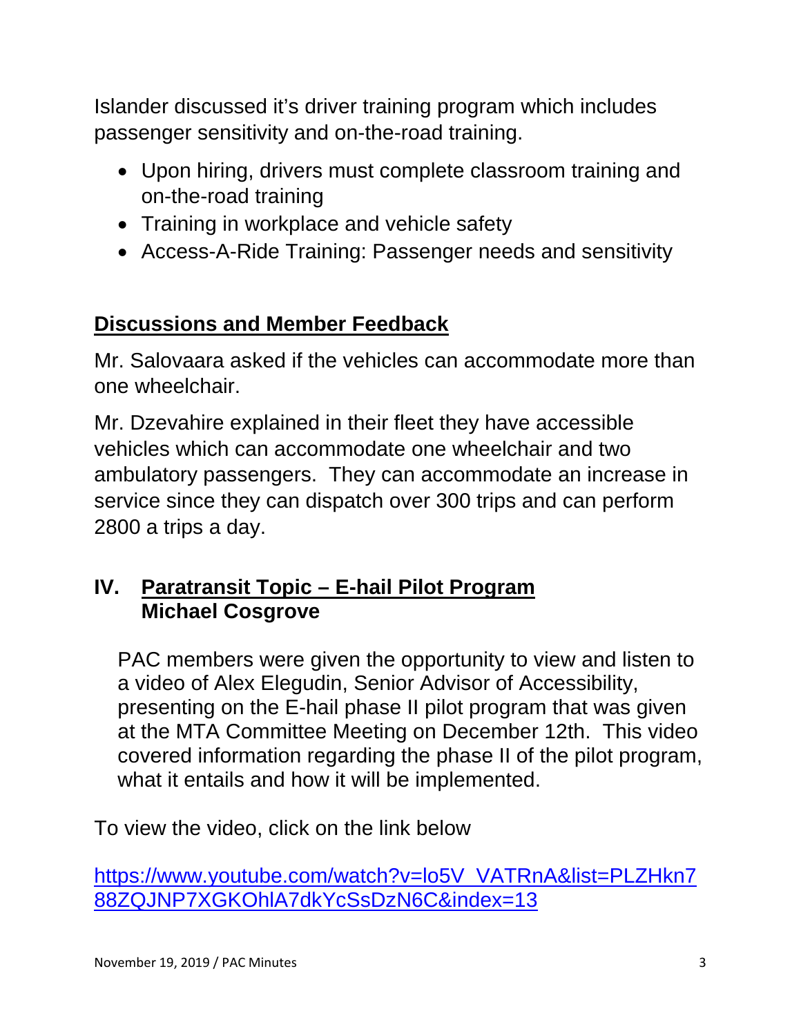Islander discussed it's driver training program which includes passenger sensitivity and on-the-road training.

- Upon hiring, drivers must complete classroom training and on-the-road training
- Training in workplace and vehicle safety
- Access-A-Ride Training: Passenger needs and sensitivity

## Discussions and Member Feedback

Mr. Salovaara asked if the vehicles can accommodate more than one wheelchair.

Mr. Dzevahire explained in their fleet they have accessible vehicles which can accommodate one wheelchair and two ambulatory passengers. They can accommodate an increase in service since they can dispatch over 300 trips and can perform 2800 a trips a day.

## IV. Paratransit Topic – E-hail Pilot Program
**Michael Cosgrove**

PAC members were given the opportunity to view and listen to a video of Alex Elegudin, Senior Advisor of Accessibility, presenting on the E-hail phase II pilot program that was given at the MTA Committee Meeting on December 12th. This video covered information regarding the phase II of the pilot program, what it entails and how it will be implemented.

To view the video, click on the link below

https://www.youtube.com/watch?v=lo5V_VATRnA&list=PLZHkn788ZQJNP7XGKOhlA7dkYcSsDzN6C&index=13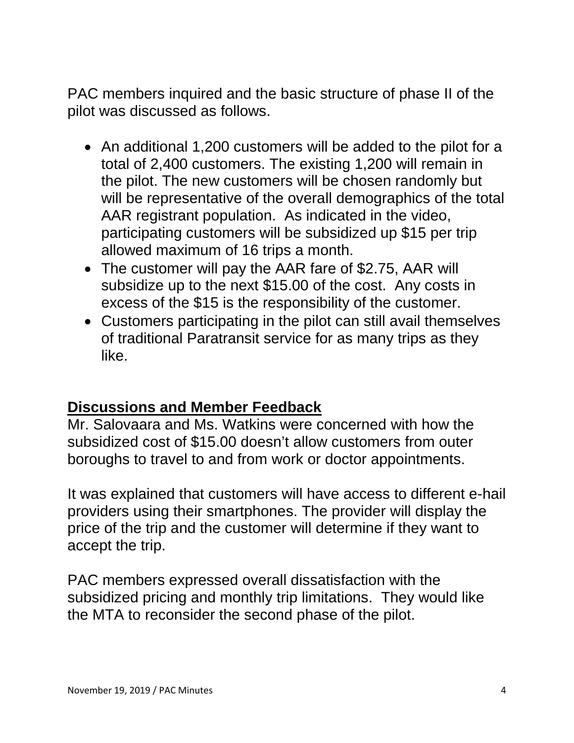PAC members inquired and the basic structure of phase II of the pilot was discussed as follows.

- An additional 1,200 customers will be added to the pilot for a total of 2,400 customers. The existing 1,200 will remain in the pilot. The new customers will be chosen randomly but will be representative of the overall demographics of the total AAR registrant population. As indicated in the video, participating customers will be subsidized up $15 per trip allowed maximum of 16 trips a month.
- The customer will pay the AAR fare of $2.75, AAR will subsidize up to the next $15.00 of the cost. Any costs in excess of the $15 is the responsibility of the customer.
- Customers participating in the pilot can still avail themselves of traditional Paratransit service for as many trips as they like.

## Discussions and Member Feedback

Mr. Salovaara and Ms. Watkins were concerned with how the subsidized cost of $15.00 doesn't allow customers from outer boroughs to travel to and from work or doctor appointments.

It was explained that customers will have access to different e-hail providers using their smartphones. The provider will display the price of the trip and the customer will determine if they want to accept the trip.

PAC members expressed overall dissatisfaction with the subsidized pricing and monthly trip limitations. They would like the MTA to reconsider the second phase of the pilot.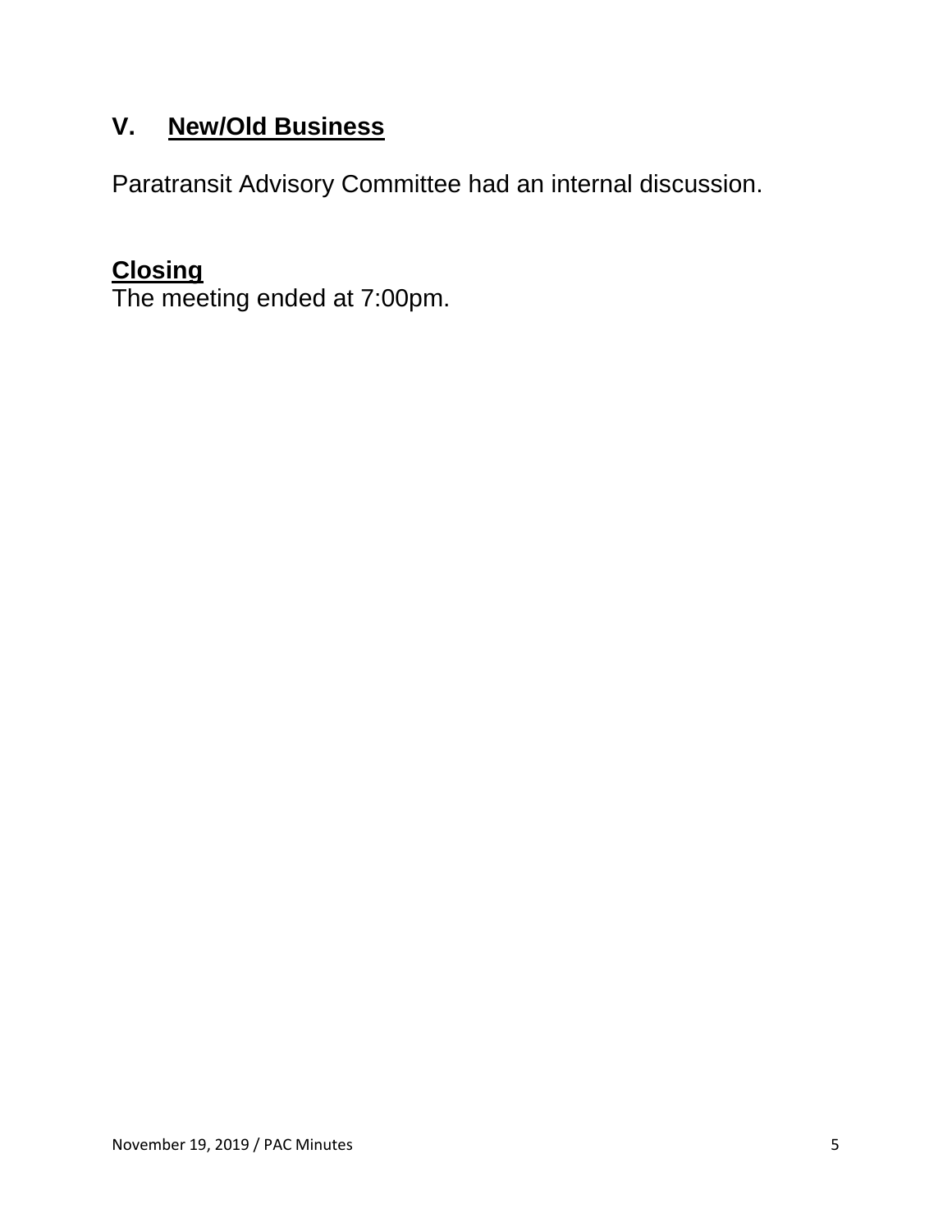## V. New/Old Business

Paratransit Advisory Committee had an internal discussion.

## Closing

The meeting ended at 7:00pm.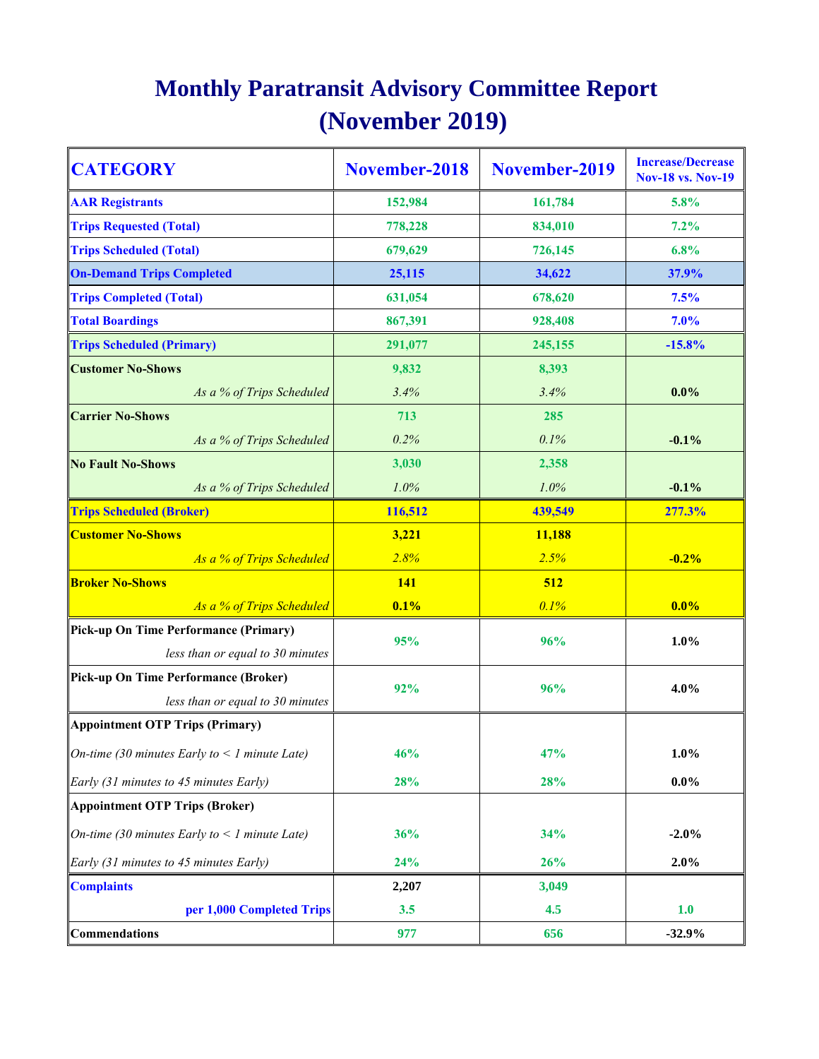# Monthly Paratransit Advisory Committee Report (November 2019)

| CATEGORY | November-2018 | November-2019 | Increase/Decrease Nov-18 vs. Nov-19 |
|---|---|---|---|
| **AAR Registrants** | 152,984 | 161,784 | 5.8% |
| **Trips Requested (Total)** | 778,228 | 834,010 | 7.2% |
| **Trips Scheduled (Total)** | 679,629 | 726,145 | 6.8% |
| **On-Demand Trips Completed** | 25,115 | 34,622 | 37.9% |
| **Trips Completed (Total)** | 631,054 | 678,620 | 7.5% |
| **Total Boardings** | 867,391 | 928,408 | 7.0% |
| **Trips Scheduled (Primary)** | 291,077 | 245,155 | -15.8% |
| **Customer No-Shows** | 9,832 | 8,393 | |
| *As a % of Trips Scheduled* | *3.4%* | *3.4%* | 0.0% |
| **Carrier No-Shows** | 713 | 285 | |
| *As a % of Trips Scheduled* | *0.2%* | *0.1%* | -0.1% |
| **No Fault No-Shows** | 3,030 | 2,358 | |
| *As a % of Trips Scheduled* | *1.0%* | *1.0%* | -0.1% |
| **Trips Scheduled (Broker)** | 116,512 | 439,549 | 277.3% |
| **Customer No-Shows** | 3,221 | 11,188 | |
| *As a % of Trips Scheduled* | *2.8%* | *2.5%* | -0.2% |
| **Broker No-Shows** | 141 | 512 | |
| *As a % of Trips Scheduled* | 0.1% | *0.1%* | 0.0% |
| **Pick-up On Time Performance (Primary)** *less than or equal to 30 minutes* | 95% | 96% | 1.0% |
| **Pick-up On Time Performance (Broker)** *less than or equal to 30 minutes* | 92% | 96% | 4.0% |
| **Appointment OTP Trips (Primary)** | | | |
| *On-time (30 minutes Early to < 1 minute Late)* | 46% | 47% | 1.0% |
| *Early (31 minutes to 45 minutes Early)* | 28% | 28% | 0.0% |
| **Appointment OTP Trips (Broker)** | | | |
| *On-time (30 minutes Early to < 1 minute Late)* | 36% | 34% | -2.0% |
| *Early (31 minutes to 45 minutes Early)* | 24% | 26% | 2.0% |
| **Complaints** | 2,207 | 3,049 | |
| **per 1,000 Completed Trips** | 3.5 | 4.5 | 1.0 |
| **Commendations** | 977 | 656 | -32.9% |